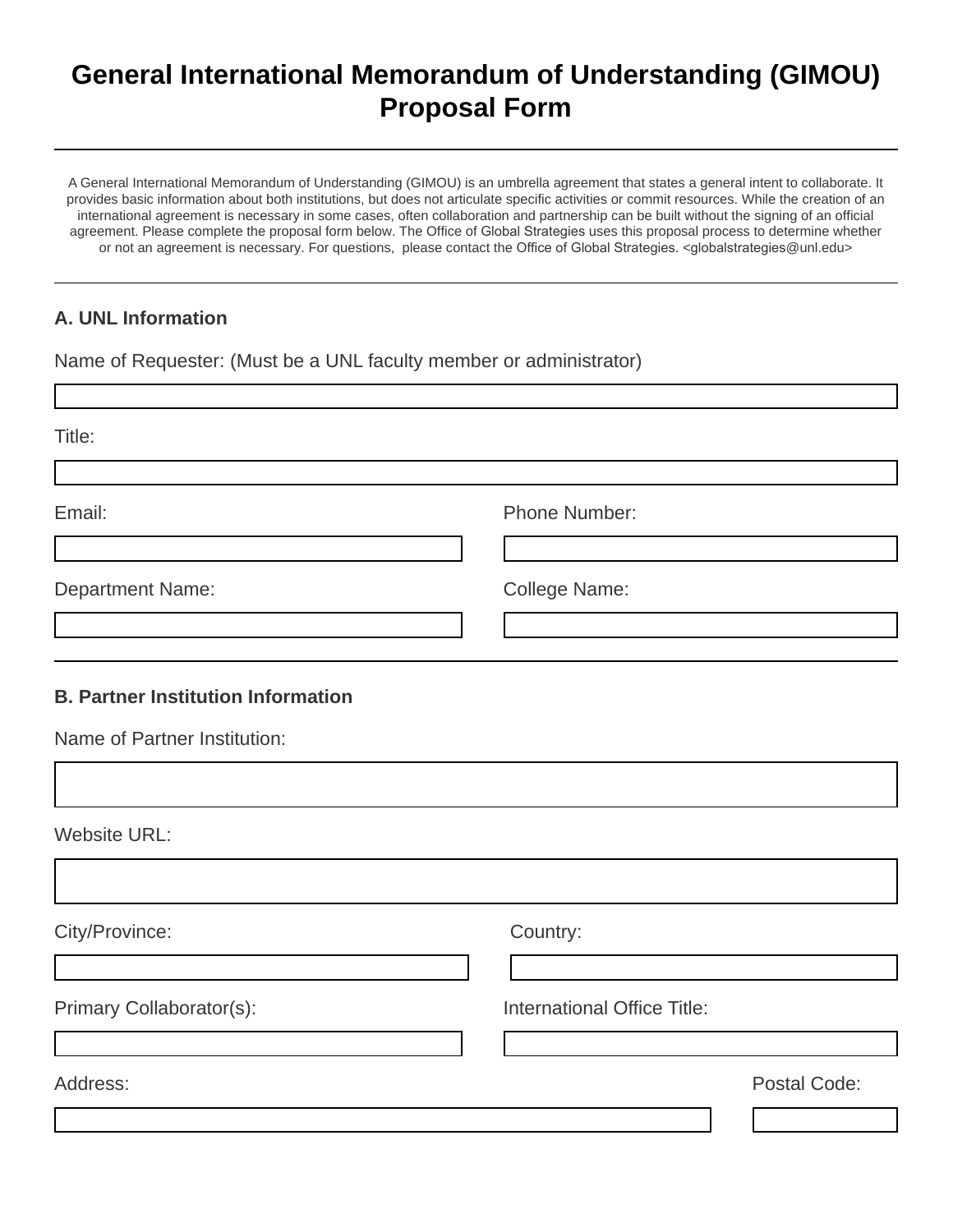# General International Memorandum of Understanding (GIMOU) Proposal Form

---

A General International Memorandum of Understanding (GIMOU) is an umbrella agreement that states a general intent to collaborate. It provides basic information about both institutions, but does not articulate specific activities or commit resources. While the creation of an international agreement is necessary in some cases, often collaboration and partnership can be built without the signing of an official agreement. Please complete the proposal form below. The Office of Global Strategies uses this proposal process to determine whether or not an agreement is necessary. For questions, please contact the Office of Global Strategies. <globalstrategies@unl.edu>

---

### A. UNL Information

Name of Requester: (Must be a UNL faculty member or administrator)

Title:

Email:

Phone Number:

Department Name:

College Name:

---

### B. Partner Institution Information

Name of Partner Institution:

Website URL:

City/Province:

Country:

Primary Collaborator(s):

International Office Title:

Address:

Postal Code: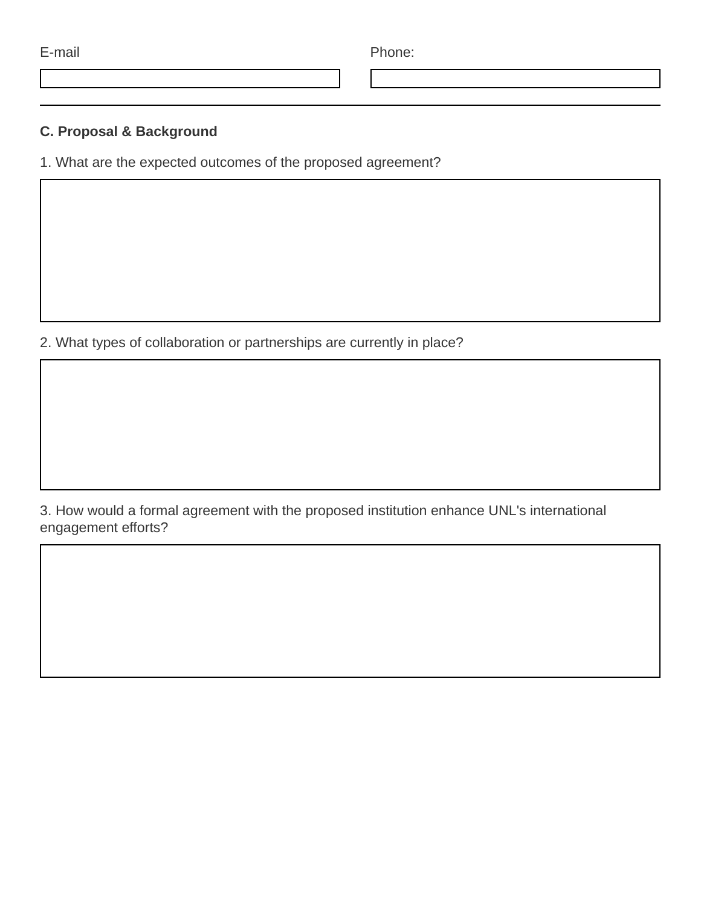E-mail

Phone:

---

**C. Proposal & Background**

1. What are the expected outcomes of the proposed agreement?

2. What types of collaboration or partnerships are currently in place?

3. How would a formal agreement with the proposed institution enhance UNL's international engagement efforts?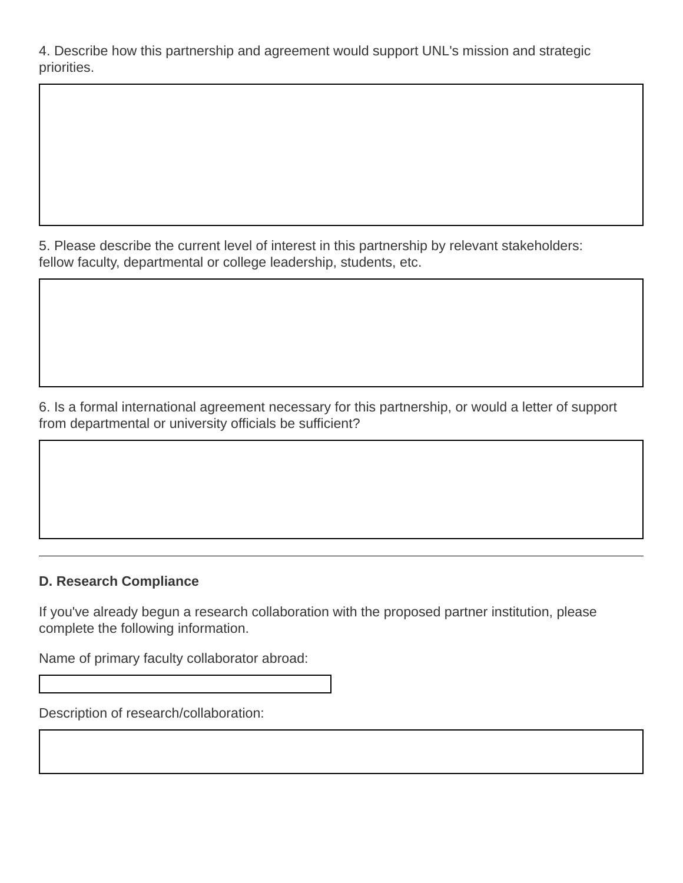4. Describe how this partnership and agreement would support UNL's mission and strategic priorities.

5. Please describe the current level of interest in this partnership by relevant stakeholders: fellow faculty, departmental or college leadership, students, etc.

6. Is a formal international agreement necessary for this partnership, or would a letter of support from departmental or university officials be sufficient?

---

**D. Research Compliance**

If you've already begun a research collaboration with the proposed partner institution, please complete the following information.

Name of primary faculty collaborator abroad:

Description of research/collaboration: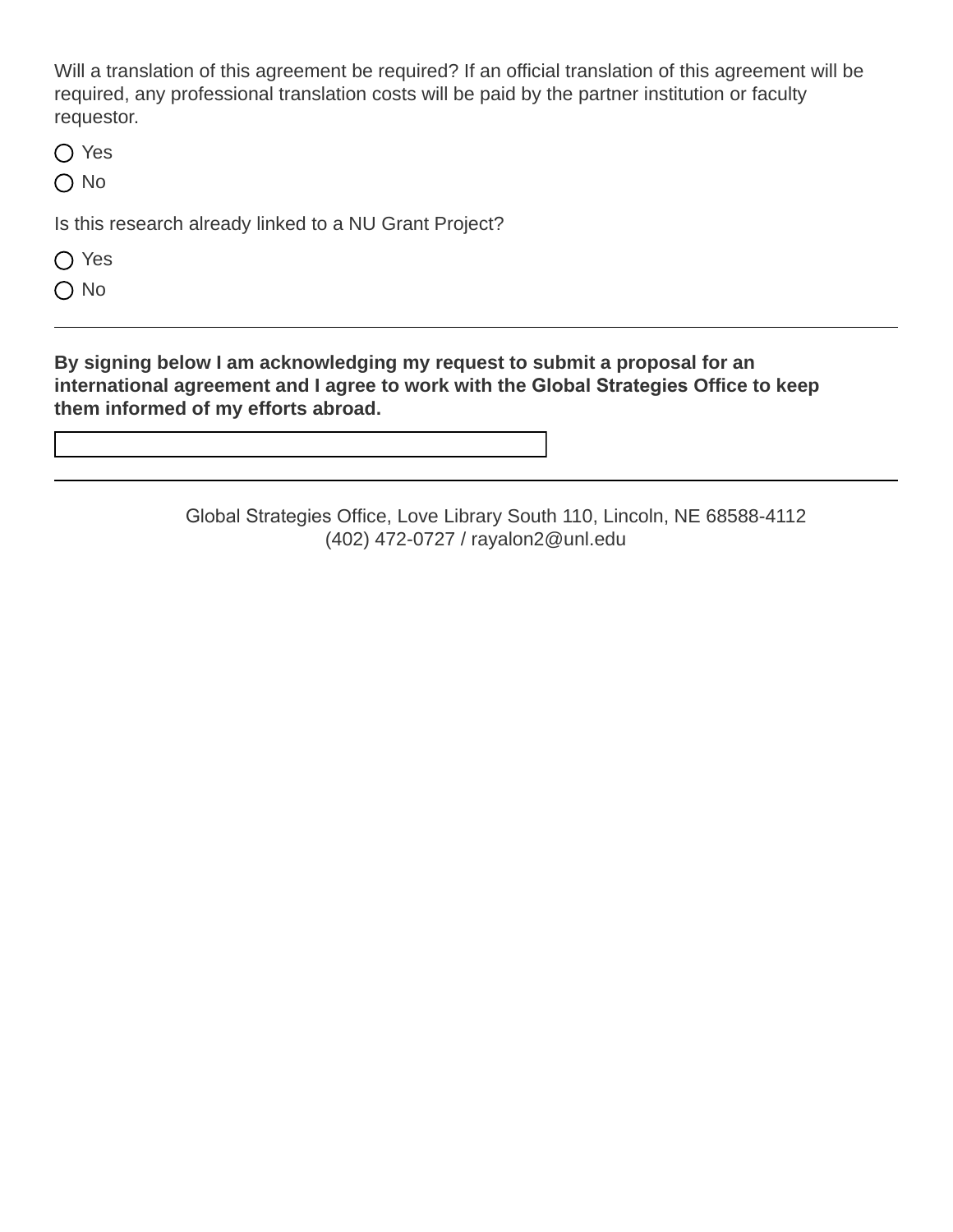Will a translation of this agreement be required? If an official translation of this agreement will be required, any professional translation costs will be paid by the partner institution or faculty requestor.

- ○ Yes
- ○ No

Is this research already linked to a NU Grant Project?

- ○ Yes
- ○ No

---

**By signing below I am acknowledging my request to submit a proposal for an international agreement and I agree to work with the Global Strategies Office to keep them informed of my efforts abroad.**

\_\_\_\_\_\_\_\_\_\_\_\_\_\_\_\_\_\_\_\_\_\_\_\_\_\_\_\_\_\_\_\_\_\_\_\_\_\_\_\_

---

Global Strategies Office, Love Library South 110, Lincoln, NE 68588-4112
(402) 472-0727 / rayalon2@unl.edu